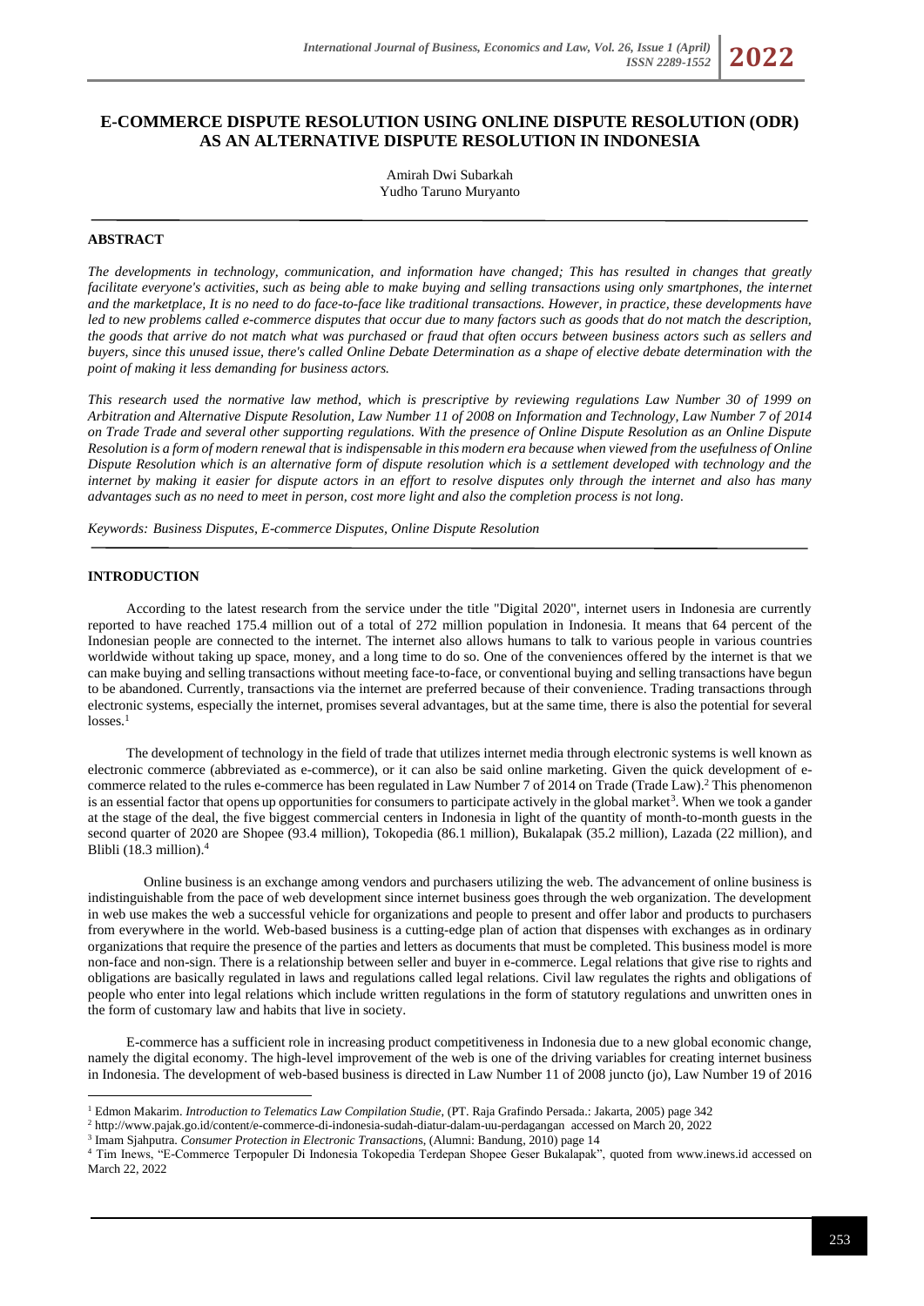# E-COMMERCE DISPUTE RESOLUTION USING ONLINE DISPUTE RESOLUTION (ODR) AS AN ALTERNATIVE DISPUTE RESOLUTION IN INDONESIA

Amirah Dwi Subarkah
Yudho Taruno Muryanto

## ABSTRACT

*The developments in technology, communication, and information have changed; This has resulted in changes that greatly facilitate everyone's activities, such as being able to make buying and selling transactions using only smartphones, the internet and the marketplace, It is no need to do face-to-face like traditional transactions. However, in practice, these developments have led to new problems called e-commerce disputes that occur due to many factors such as goods that do not match the description, the goods that arrive do not match what was purchased or fraud that often occurs between business actors such as sellers and buyers, since this unused issue, there's called Online Debate Determination as a shape of elective debate determination with the point of making it less demanding for business actors.*

*This research used the normative law method, which is prescriptive by reviewing regulations Law Number 30 of 1999 on Arbitration and Alternative Dispute Resolution, Law Number 11 of 2008 on Information and Technology, Law Number 7 of 2014 on Trade Trade and several other supporting regulations. With the presence of Online Dispute Resolution as an Online Dispute Resolution is a form of modern renewal that is indispensable in this modern era because when viewed from the usefulness of Online Dispute Resolution which is an alternative form of dispute resolution which is a settlement developed with technology and the internet by making it easier for dispute actors in an effort to resolve disputes only through the internet and also has many advantages such as no need to meet in person, cost more light and also the completion process is not long.*

*Keywords: Business Disputes, E-commerce Disputes, Online Dispute Resolution*

## INTRODUCTION

According to the latest research from the service under the title "Digital 2020", internet users in Indonesia are currently reported to have reached 175.4 million out of a total of 272 million population in Indonesia. It means that 64 percent of the Indonesian people are connected to the internet. The internet also allows humans to talk to various people in various countries worldwide without taking up space, money, and a long time to do so. One of the conveniences offered by the internet is that we can make buying and selling transactions without meeting face-to-face, or conventional buying and selling transactions have begun to be abandoned. Currently, transactions via the internet are preferred because of their convenience. Trading transactions through electronic systems, especially the internet, promises several advantages, but at the same time, there is also the potential for several losses.[1]

The development of technology in the field of trade that utilizes internet media through electronic systems is well known as electronic commerce (abbreviated as e-commerce), or it can also be said online marketing. Given the quick development of e-commerce related to the rules e-commerce has been regulated in Law Number 7 of 2014 on Trade (Trade Law).[2] This phenomenon is an essential factor that opens up opportunities for consumers to participate actively in the global market[3]. When we took a gander at the stage of the deal, the five biggest commercial centers in Indonesia in light of the quantity of month-to-month guests in the second quarter of 2020 are Shopee (93.4 million), Tokopedia (86.1 million), Bukalapak (35.2 million), Lazada (22 million), and Blibli (18.3 million).[4]

Online business is an exchange among vendors and purchasers utilizing the web. The advancement of online business is indistinguishable from the pace of web development since internet business goes through the web organization. The development in web use makes the web a successful vehicle for organizations and people to present and offer labor and products to purchasers from everywhere in the world. Web-based business is a cutting-edge plan of action that dispenses with exchanges as in ordinary organizations that require the presence of the parties and letters as documents that must be completed. This business model is more non-face and non-sign. There is a relationship between seller and buyer in e-commerce. Legal relations that give rise to rights and obligations are basically regulated in laws and regulations called legal relations. Civil law regulates the rights and obligations of people who enter into legal relations which include written regulations in the form of statutory regulations and unwritten ones in the form of customary law and habits that live in society.

E-commerce has a sufficient role in increasing product competitiveness in Indonesia due to a new global economic change, namely the digital economy. The high-level improvement of the web is one of the driving variables for creating internet business in Indonesia. The development of web-based business is directed in Law Number 11 of 2008 juncto (jo), Law Number 19 of 2016

---

[1] Edmon Makarim. *Introduction to Telematics Law Compilation Studie*, (PT. Raja Grafindo Persada.: Jakarta, 2005) page 342

[2] http://www.pajak.go.id/content/e-commerce-di-indonesia-sudah-diatur-dalam-uu-perdagangan accessed on March 20, 2022

[3] Imam Sjahputra. *Consumer Protection in Electronic Transactions*, (Alumni: Bandung, 2010) page 14

[4] Tim Inews, "E-Commerce Terpopuler Di Indonesia Tokopedia Terdepan Shopee Geser Bukalapak", quoted from www.inews.id accessed on March 22, 2022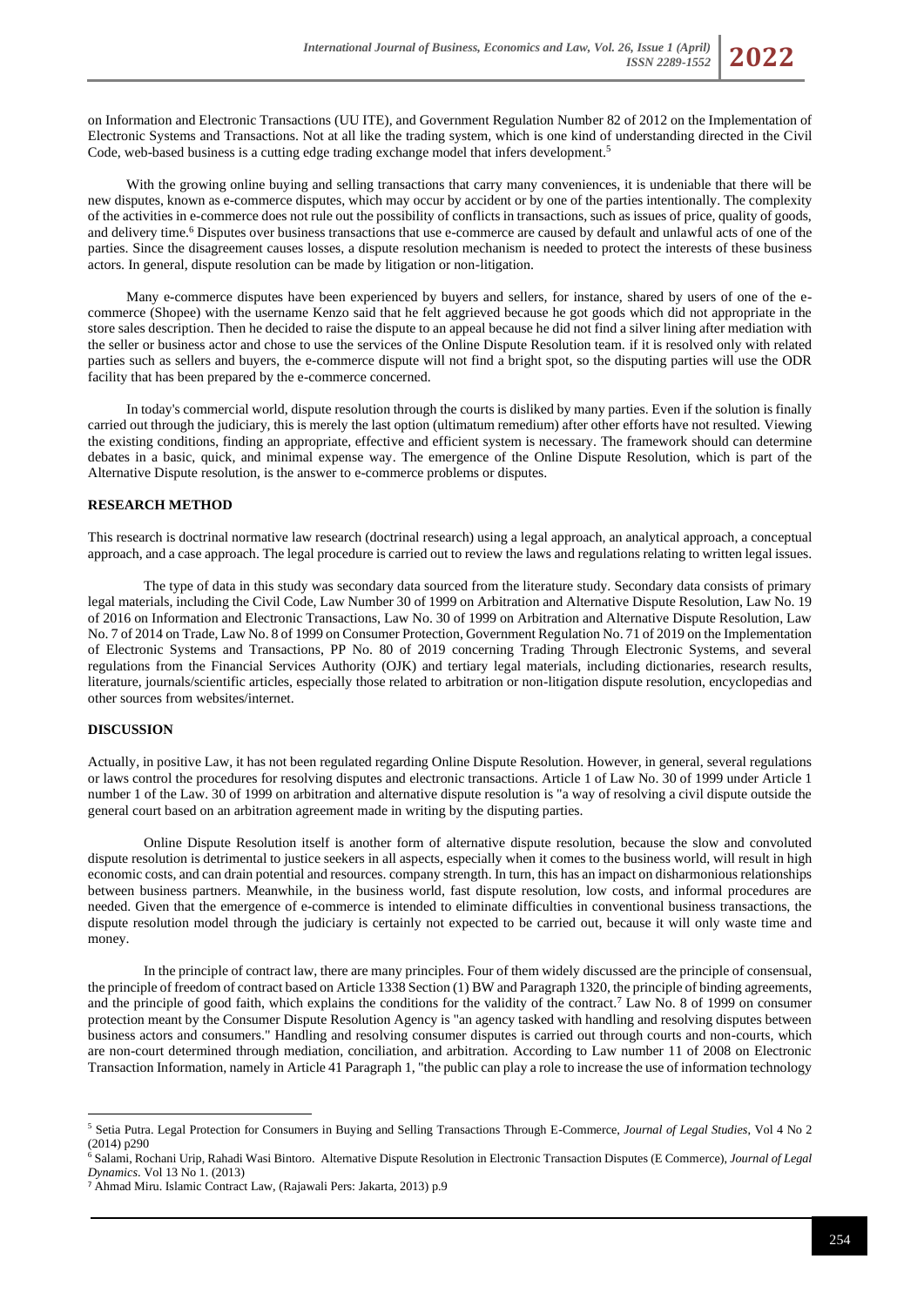on Information and Electronic Transactions (UU ITE), and Government Regulation Number 82 of 2012 on the Implementation of Electronic Systems and Transactions. Not at all like the trading system, which is one kind of understanding directed in the Civil Code, web-based business is a cutting edge trading exchange model that infers development.[5]

With the growing online buying and selling transactions that carry many conveniences, it is undeniable that there will be new disputes, known as e-commerce disputes, which may occur by accident or by one of the parties intentionally. The complexity of the activities in e-commerce does not rule out the possibility of conflicts in transactions, such as issues of price, quality of goods, and delivery time.[6] Disputes over business transactions that use e-commerce are caused by default and unlawful acts of one of the parties. Since the disagreement causes losses, a dispute resolution mechanism is needed to protect the interests of these business actors. In general, dispute resolution can be made by litigation or non-litigation.

Many e-commerce disputes have been experienced by buyers and sellers, for instance, shared by users of one of the e-commerce (Shopee) with the username Kenzo said that he felt aggrieved because he got goods which did not appropriate in the store sales description. Then he decided to raise the dispute to an appeal because he did not find a silver lining after mediation with the seller or business actor and chose to use the services of the Online Dispute Resolution team. if it is resolved only with related parties such as sellers and buyers, the e-commerce dispute will not find a bright spot, so the disputing parties will use the ODR facility that has been prepared by the e-commerce concerned.

In today's commercial world, dispute resolution through the courts is disliked by many parties. Even if the solution is finally carried out through the judiciary, this is merely the last option (ultimatum remedium) after other efforts have not resulted. Viewing the existing conditions, finding an appropriate, effective and efficient system is necessary. The framework should can determine debates in a basic, quick, and minimal expense way. The emergence of the Online Dispute Resolution, which is part of the Alternative Dispute resolution, is the answer to e-commerce problems or disputes.

## RESEARCH METHOD

This research is doctrinal normative law research (doctrinal research) using a legal approach, an analytical approach, a conceptual approach, and a case approach. The legal procedure is carried out to review the laws and regulations relating to written legal issues.

The type of data in this study was secondary data sourced from the literature study. Secondary data consists of primary legal materials, including the Civil Code, Law Number 30 of 1999 on Arbitration and Alternative Dispute Resolution, Law No. 19 of 2016 on Information and Electronic Transactions, Law No. 30 of 1999 on Arbitration and Alternative Dispute Resolution, Law No. 7 of 2014 on Trade, Law No. 8 of 1999 on Consumer Protection, Government Regulation No. 71 of 2019 on the Implementation of Electronic Systems and Transactions, PP No. 80 of 2019 concerning Trading Through Electronic Systems, and several regulations from the Financial Services Authority (OJK) and tertiary legal materials, including dictionaries, research results, literature, journals/scientific articles, especially those related to arbitration or non-litigation dispute resolution, encyclopedias and other sources from websites/internet.

## DISCUSSION

Actually, in positive Law, it has not been regulated regarding Online Dispute Resolution. However, in general, several regulations or laws control the procedures for resolving disputes and electronic transactions. Article 1 of Law No. 30 of 1999 under Article 1 number 1 of the Law. 30 of 1999 on arbitration and alternative dispute resolution is "a way of resolving a civil dispute outside the general court based on an arbitration agreement made in writing by the disputing parties.

Online Dispute Resolution itself is another form of alternative dispute resolution, because the slow and convoluted dispute resolution is detrimental to justice seekers in all aspects, especially when it comes to the business world, will result in high economic costs, and can drain potential and resources. company strength. In turn, this has an impact on disharmonious relationships between business partners. Meanwhile, in the business world, fast dispute resolution, low costs, and informal procedures are needed. Given that the emergence of e-commerce is intended to eliminate difficulties in conventional business transactions, the dispute resolution model through the judiciary is certainly not expected to be carried out, because it will only waste time and money.

In the principle of contract law, there are many principles. Four of them widely discussed are the principle of consensual, the principle of freedom of contract based on Article 1338 Section (1) BW and Paragraph 1320, the principle of binding agreements, and the principle of good faith, which explains the conditions for the validity of the contract.[7] Law No. 8 of 1999 on consumer protection meant by the Consumer Dispute Resolution Agency is "an agency tasked with handling and resolving disputes between business actors and consumers." Handling and resolving consumer disputes is carried out through courts and non-courts, which are non-court determined through mediation, conciliation, and arbitration. According to Law number 11 of 2008 on Electronic Transaction Information, namely in Article 41 Paragraph 1, "the public can play a role to increase the use of information technology

---

[5] Setia Putra. Legal Protection for Consumers in Buying and Selling Transactions Through E-Commerce, *Journal of Legal Studies*, Vol 4 No 2 (2014) p290

[6] Salami, Rochani Urip, Rahadi Wasi Bintoro. Alternative Dispute Resolution in Electronic Transaction Disputes (E Commerce), *Journal of Legal Dynamics*. Vol 13 No 1. (2013)

[7] Ahmad Miru. Islamic Contract Law, (Rajawali Pers: Jakarta, 2013) p.9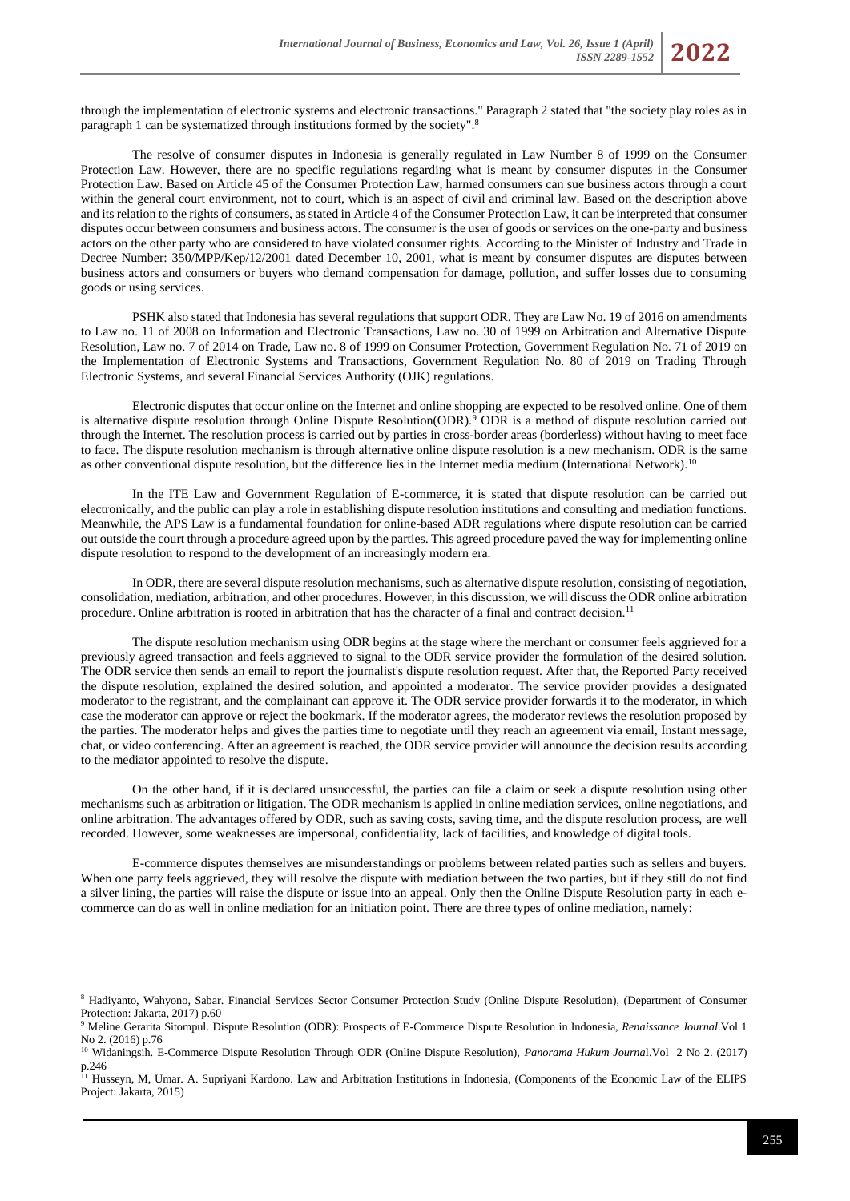through the implementation of electronic systems and electronic transactions." Paragraph 2 stated that "the society play roles as in paragraph 1 can be systematized through institutions formed by the society".[8]

The resolve of consumer disputes in Indonesia is generally regulated in Law Number 8 of 1999 on the Consumer Protection Law. However, there are no specific regulations regarding what is meant by consumer disputes in the Consumer Protection Law. Based on Article 45 of the Consumer Protection Law, harmed consumers can sue business actors through a court within the general court environment, not to court, which is an aspect of civil and criminal law. Based on the description above and its relation to the rights of consumers, as stated in Article 4 of the Consumer Protection Law, it can be interpreted that consumer disputes occur between consumers and business actors. The consumer is the user of goods or services on the one-party and business actors on the other party who are considered to have violated consumer rights. According to the Minister of Industry and Trade in Decree Number: 350/MPP/Kep/12/2001 dated December 10, 2001, what is meant by consumer disputes are disputes between business actors and consumers or buyers who demand compensation for damage, pollution, and suffer losses due to consuming goods or using services.

PSHK also stated that Indonesia has several regulations that support ODR. They are Law No. 19 of 2016 on amendments to Law no. 11 of 2008 on Information and Electronic Transactions, Law no. 30 of 1999 on Arbitration and Alternative Dispute Resolution, Law no. 7 of 2014 on Trade, Law no. 8 of 1999 on Consumer Protection, Government Regulation No. 71 of 2019 on the Implementation of Electronic Systems and Transactions, Government Regulation No. 80 of 2019 on Trading Through Electronic Systems, and several Financial Services Authority (OJK) regulations.

Electronic disputes that occur online on the Internet and online shopping are expected to be resolved online. One of them is alternative dispute resolution through Online Dispute Resolution(ODR).[9] ODR is a method of dispute resolution carried out through the Internet. The resolution process is carried out by parties in cross-border areas (borderless) without having to meet face to face. The dispute resolution mechanism is through alternative online dispute resolution is a new mechanism. ODR is the same as other conventional dispute resolution, but the difference lies in the Internet media medium (International Network).[10]

In the ITE Law and Government Regulation of E-commerce, it is stated that dispute resolution can be carried out electronically, and the public can play a role in establishing dispute resolution institutions and consulting and mediation functions. Meanwhile, the APS Law is a fundamental foundation for online-based ADR regulations where dispute resolution can be carried out outside the court through a procedure agreed upon by the parties. This agreed procedure paved the way for implementing online dispute resolution to respond to the development of an increasingly modern era.

In ODR, there are several dispute resolution mechanisms, such as alternative dispute resolution, consisting of negotiation, consolidation, mediation, arbitration, and other procedures. However, in this discussion, we will discuss the ODR online arbitration procedure. Online arbitration is rooted in arbitration that has the character of a final and contract decision.[11]

The dispute resolution mechanism using ODR begins at the stage where the merchant or consumer feels aggrieved for a previously agreed transaction and feels aggrieved to signal to the ODR service provider the formulation of the desired solution. The ODR service then sends an email to report the journalist's dispute resolution request. After that, the Reported Party received the dispute resolution, explained the desired solution, and appointed a moderator. The service provider provides a designated moderator to the registrant, and the complainant can approve it. The ODR service provider forwards it to the moderator, in which case the moderator can approve or reject the bookmark. If the moderator agrees, the moderator reviews the resolution proposed by the parties. The moderator helps and gives the parties time to negotiate until they reach an agreement via email, Instant message, chat, or video conferencing. After an agreement is reached, the ODR service provider will announce the decision results according to the mediator appointed to resolve the dispute.

On the other hand, if it is declared unsuccessful, the parties can file a claim or seek a dispute resolution using other mechanisms such as arbitration or litigation. The ODR mechanism is applied in online mediation services, online negotiations, and online arbitration. The advantages offered by ODR, such as saving costs, saving time, and the dispute resolution process, are well recorded. However, some weaknesses are impersonal, confidentiality, lack of facilities, and knowledge of digital tools.

E-commerce disputes themselves are misunderstandings or problems between related parties such as sellers and buyers. When one party feels aggrieved, they will resolve the dispute with mediation between the two parties, but if they still do not find a silver lining, the parties will raise the dispute or issue into an appeal. Only then the Online Dispute Resolution party in each e-commerce can do as well in online mediation for an initiation point. There are three types of online mediation, namely:

---

[8] Hadiyanto, Wahyono, Sabar. Financial Services Sector Consumer Protection Study (Online Dispute Resolution), (Department of Consumer Protection: Jakarta, 2017) p.60

[9] Meline Gerarita Sitompul. Dispute Resolution (ODR): Prospects of E-Commerce Dispute Resolution in Indonesia, *Renaissance Journal*.Vol 1 No 2. (2016) p.76

[10] Widaningsih. E-Commerce Dispute Resolution Through ODR (Online Dispute Resolution), *Panorama Hukum Journa*l.Vol 2 No 2. (2017) p.246

[11] Husseyn, M, Umar. A. Supriyani Kardono. Law and Arbitration Institutions in Indonesia, (Components of the Economic Law of the ELIPS Project: Jakarta, 2015)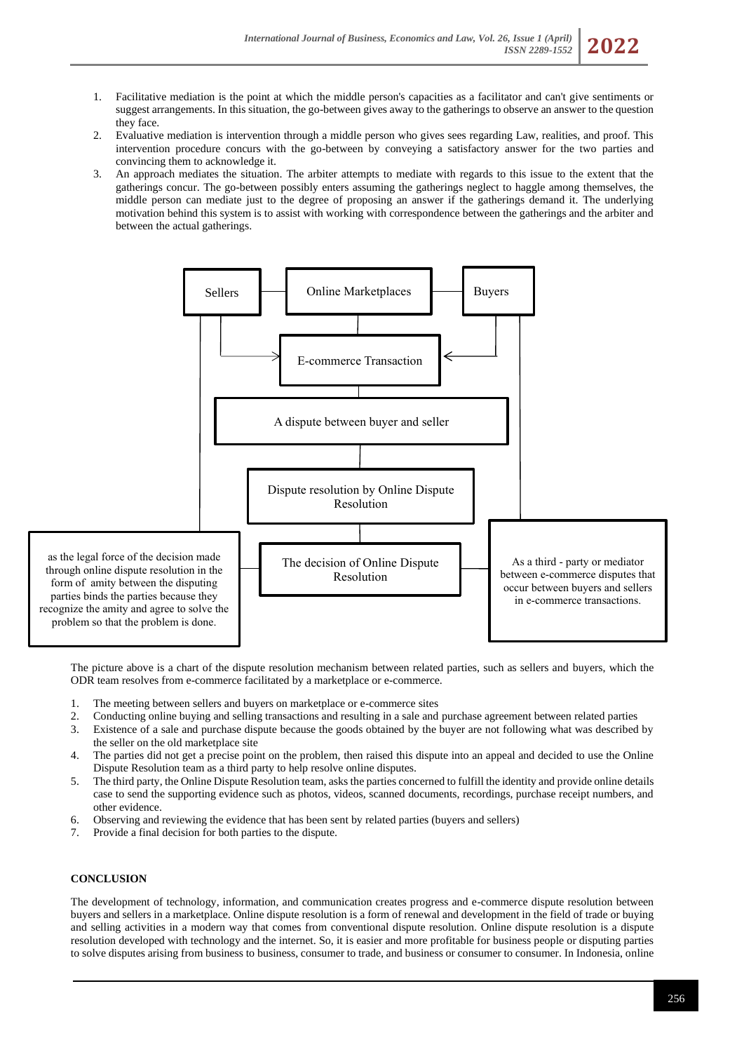1. Facilitative mediation is the point at which the middle person's capacities as a facilitator and can't give sentiments or suggest arrangements. In this situation, the go-between gives away to the gatherings to observe an answer to the question they face.
2. Evaluative mediation is intervention through a middle person who gives sees regarding Law, realities, and proof. This intervention procedure concurs with the go-between by conveying a satisfactory answer for the two parties and convincing them to acknowledge it.
3. An approach mediates the situation. The arbiter attempts to mediate with regards to this issue to the extent that the gatherings concur. The go-between possibly enters assuming the gatherings neglect to haggle among themselves, the middle person can mediate just to the degree of proposing an answer if the gatherings demand it. The underlying motivation behind this system is to assist with working with correspondence between the gatherings and the arbiter and between the actual gatherings.

Sellers — Online Marketplaces — Buyers

E-commerce Transaction

A dispute between buyer and seller

Dispute resolution by Online Dispute Resolution

The decision of Online Dispute Resolution

as the legal force of the decision made through online dispute resolution in the form of amity between the disputing parties binds the parties because they recognize the amity and agree to solve the problem so that the problem is done.

As a third - party or mediator between e-commerce disputes that occur between buyers and sellers in e-commerce transactions.

The picture above is a chart of the dispute resolution mechanism between related parties, such as sellers and buyers, which the ODR team resolves from e-commerce facilitated by a marketplace or e-commerce.

1. The meeting between sellers and buyers on marketplace or e-commerce sites
2. Conducting online buying and selling transactions and resulting in a sale and purchase agreement between related parties
3. Existence of a sale and purchase dispute because the goods obtained by the buyer are not following what was described by the seller on the old marketplace site
4. The parties did not get a precise point on the problem, then raised this dispute into an appeal and decided to use the Online Dispute Resolution team as a third party to help resolve online disputes.
5. The third party, the Online Dispute Resolution team, asks the parties concerned to fulfill the identity and provide online details case to send the supporting evidence such as photos, videos, scanned documents, recordings, purchase receipt numbers, and other evidence.
6. Observing and reviewing the evidence that has been sent by related parties (buyers and sellers)
7. Provide a final decision for both parties to the dispute.

## CONCLUSION

The development of technology, information, and communication creates progress and e-commerce dispute resolution between buyers and sellers in a marketplace. Online dispute resolution is a form of renewal and development in the field of trade or buying and selling activities in a modern way that comes from conventional dispute resolution. Online dispute resolution is a dispute resolution developed with technology and the internet. So, it is easier and more profitable for business people or disputing parties to solve disputes arising from business to business, consumer to trade, and business or consumer to consumer. In Indonesia, online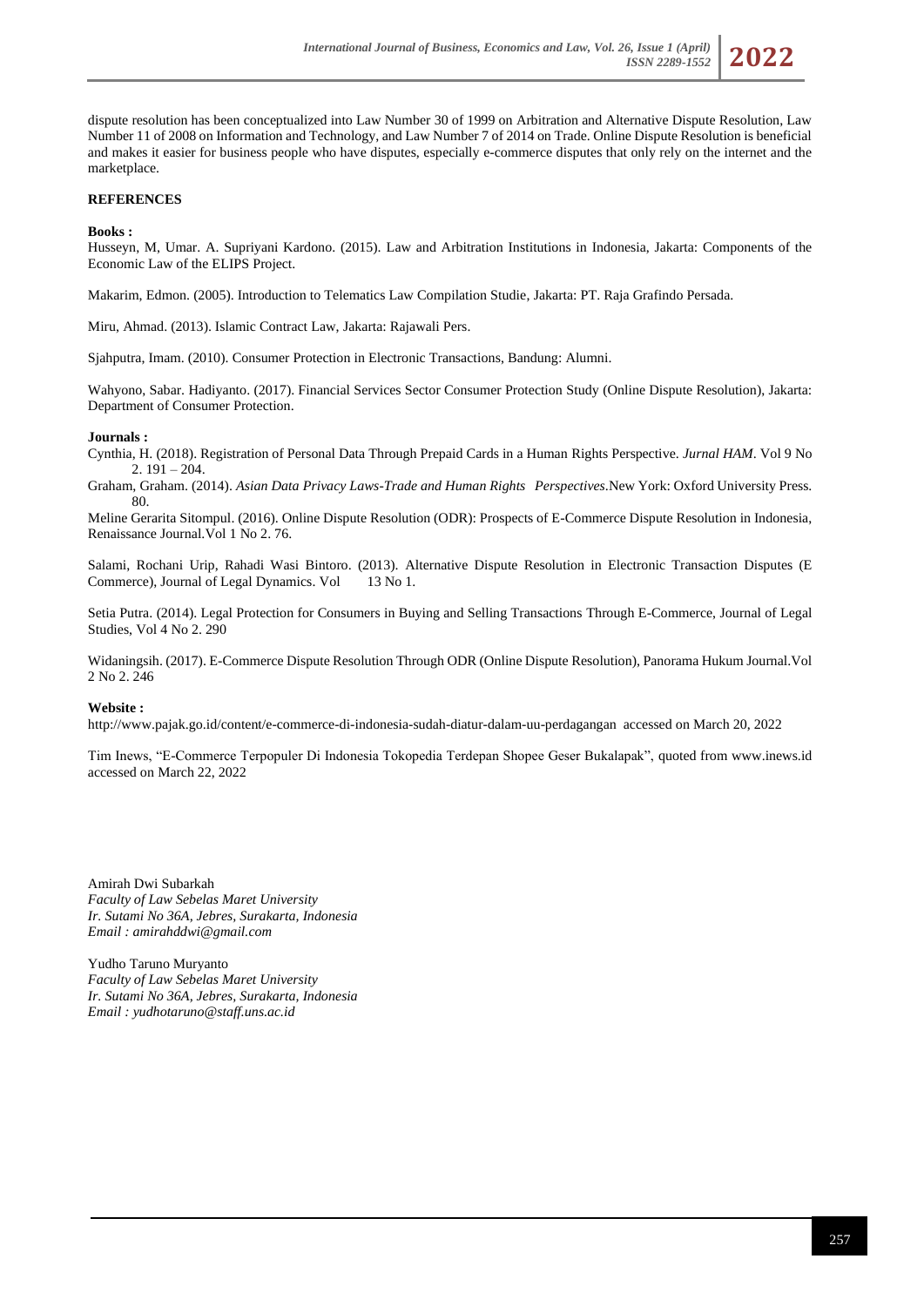dispute resolution has been conceptualized into Law Number 30 of 1999 on Arbitration and Alternative Dispute Resolution, Law Number 11 of 2008 on Information and Technology, and Law Number 7 of 2014 on Trade. Online Dispute Resolution is beneficial and makes it easier for business people who have disputes, especially e-commerce disputes that only rely on the internet and the marketplace.

## REFERENCES

**Books :**

Husseyn, M, Umar. A. Supriyani Kardono. (2015). Law and Arbitration Institutions in Indonesia, Jakarta: Components of the Economic Law of the ELIPS Project.

Makarim, Edmon. (2005). Introduction to Telematics Law Compilation Studie, Jakarta: PT. Raja Grafindo Persada.

Miru, Ahmad. (2013). Islamic Contract Law, Jakarta: Rajawali Pers.

Sjahputra, Imam. (2010). Consumer Protection in Electronic Transactions, Bandung: Alumni.

Wahyono, Sabar. Hadiyanto. (2017). Financial Services Sector Consumer Protection Study (Online Dispute Resolution), Jakarta: Department of Consumer Protection.

**Journals :**

Cynthia, H. (2018). Registration of Personal Data Through Prepaid Cards in a Human Rights Perspective. *Jurnal HAM*. Vol 9 No 2. 191 – 204.

Graham, Graham. (2014). *Asian Data Privacy Laws-Trade and Human Rights Perspectives*.New York: Oxford University Press. 80.

Meline Gerarita Sitompul. (2016). Online Dispute Resolution (ODR): Prospects of E-Commerce Dispute Resolution in Indonesia, Renaissance Journal.Vol 1 No 2. 76.

Salami, Rochani Urip, Rahadi Wasi Bintoro. (2013). Alternative Dispute Resolution in Electronic Transaction Disputes (E Commerce), Journal of Legal Dynamics. Vol 13 No 1.

Setia Putra. (2014). Legal Protection for Consumers in Buying and Selling Transactions Through E-Commerce, Journal of Legal Studies, Vol 4 No 2. 290

Widaningsih. (2017). E-Commerce Dispute Resolution Through ODR (Online Dispute Resolution), Panorama Hukum Journal.Vol 2 No 2. 246

**Website :**

http://www.pajak.go.id/content/e-commerce-di-indonesia-sudah-diatur-dalam-uu-perdagangan accessed on March 20, 2022

Tim Inews, "E-Commerce Terpopuler Di Indonesia Tokopedia Terdepan Shopee Geser Bukalapak", quoted from www.inews.id accessed on March 22, 2022

Amirah Dwi Subarkah
*Faculty of Law Sebelas Maret University*
*Ir. Sutami No 36A, Jebres, Surakarta, Indonesia*
*Email : amirahddwi@gmail.com*

Yudho Taruno Muryanto
*Faculty of Law Sebelas Maret University*
*Ir. Sutami No 36A, Jebres, Surakarta, Indonesia*
*Email : yudhotaruno@staff.uns.ac.id*